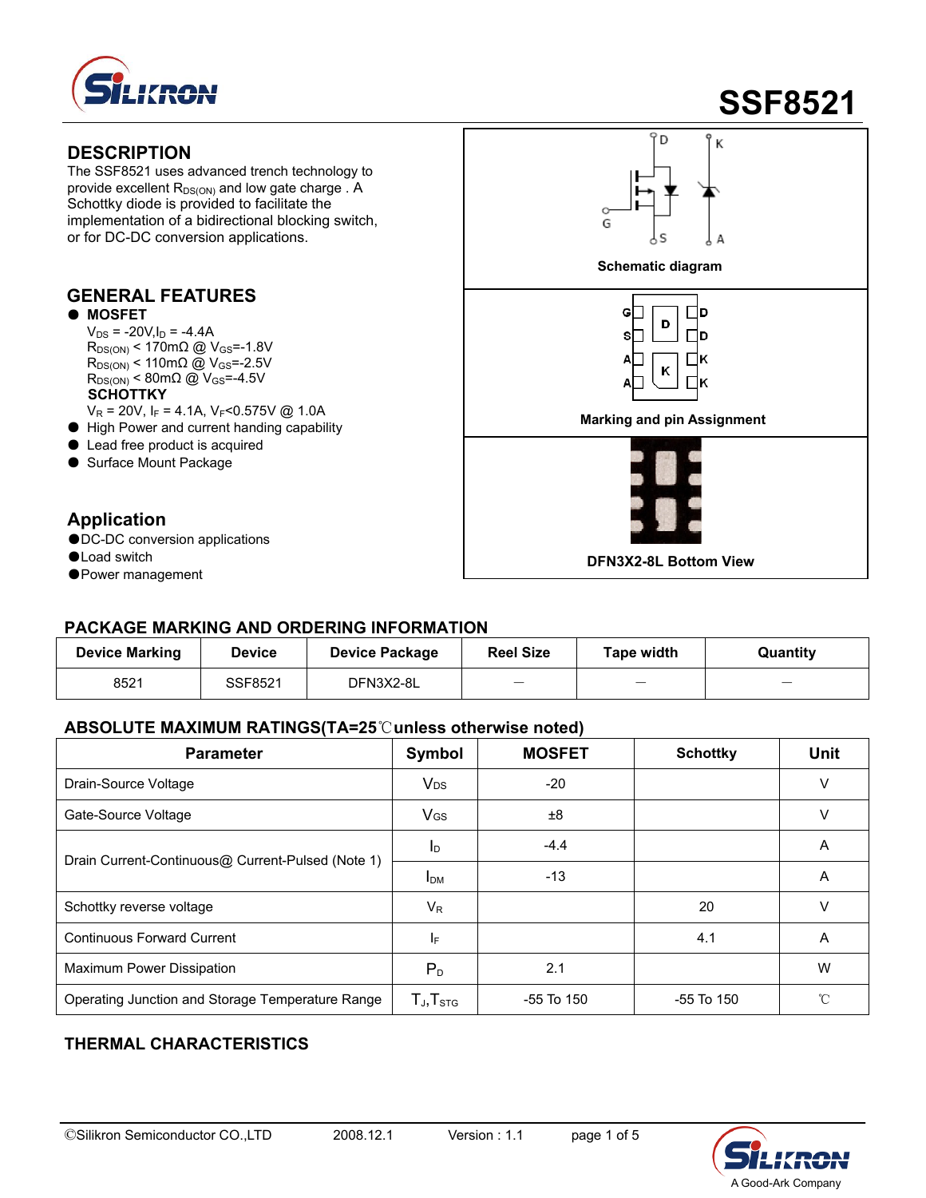# SSF8521

## DESCRIPTION

The SSF8521 uses advanced trench technology to provide excellent $R_{DS(ON)}$ and low gate charge . A Schottky diode is provided to facilitate the implementation of a bidirectional blocking switch, or for DC-DC conversion applications.

## GENERAL FEATURES

- **MOSFET**
  $V_{DS}$ = -20V,$I_D$ = -4.4A
  $R_{DS(ON)}$ < 170mΩ @ $V_{GS}$=-1.8V
  $R_{DS(ON)}$ < 110mΩ @ $V_{GS}$=-2.5V
  $R_{DS(ON)}$ < 80mΩ @ $V_{GS}$=-4.5V
  **SCHOTTKY**
  $V_R$ = 20V, $I_F$ = 4.1A, $V_F$<0.575V @ 1.0A
- High Power and current handing capability
- Lead free product is acquired
- Surface Mount Package

## Application

- DC-DC conversion applications
- Load switch
- Power management

Schematic diagram

Marking and pin Assignment

DFN3X2-8L Bottom View

## PACKAGE MARKING AND ORDERING INFORMATION

| Device Marking | Device | Device Package | Reel Size | Tape width | Quantity |
|---|---|---|---|---|---|
| 8521 | SSF8521 | DFN3X2-8L | — | — | — |

## ABSOLUTE MAXIMUM RATINGS(TA=25℃unless otherwise noted)

| Parameter | Symbol | MOSFET | Schottky | Unit |
|---|---|---|---|---|
| Drain-Source Voltage | $V_{DS}$ | -20 | | V |
| Gate-Source Voltage | $V_{GS}$ | ±8 | | V |
| Drain Current-Continuous@ Current-Pulsed (Note 1) | $I_D$ | -4.4 | | A |
| | $I_{DM}$ | -13 | | A |
| Schottky reverse voltage | $V_R$ | | 20 | V |
| Continuous Forward Current | $I_F$ | | 4.1 | A |
| Maximum Power Dissipation | $P_D$ | 2.1 | | W |
| Operating Junction and Storage Temperature Range | $T_J$,$T_{STG}$ | -55 To 150 | -55 To 150 | ℃ |

## THERMAL CHARACTERISTICS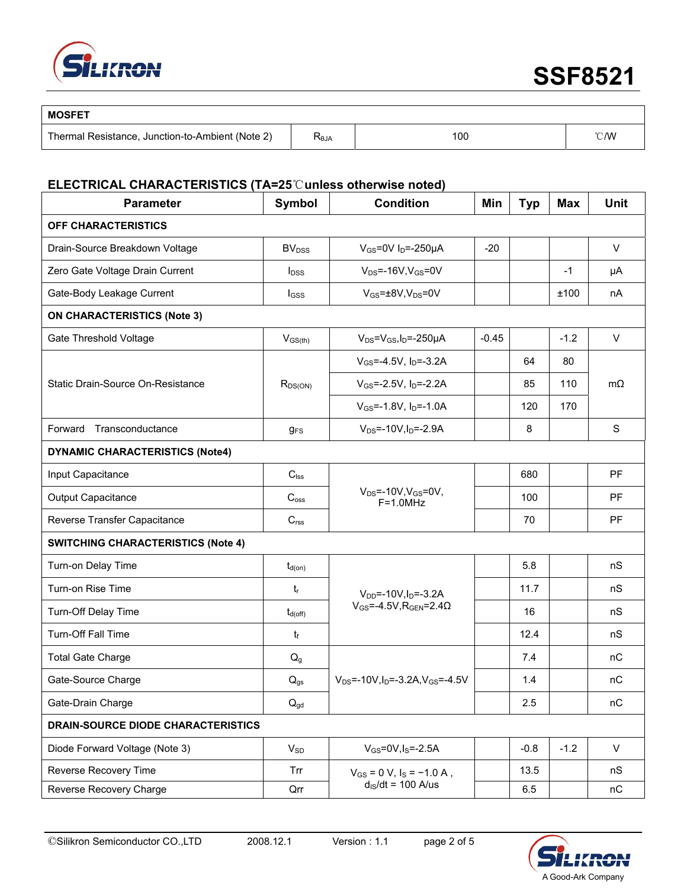| MOSFET | | | |
|---|---|---|---|
| Thermal Resistance, Junction-to-Ambient (Note 2) | $R_{θJA}$ | 100 | ℃/W |

## ELECTRICAL CHARACTERISTICS (TA=25℃unless otherwise noted)

| Parameter | Symbol | Condition | Min | Typ | Max | Unit |
|---|---|---|---|---|---|---|
| **OFF CHARACTERISTICS** | | | | | | |
| Drain-Source Breakdown Voltage | $BV_{DSS}$ | $V_{GS}$=0V $I_D$=-250μA | -20 | | | V |
| Zero Gate Voltage Drain Current | $I_{DSS}$ | $V_{DS}$=-16V,$V_{GS}$=0V | | | -1 | μA |
| Gate-Body Leakage Current | $I_{GSS}$ | $V_{GS}$=±8V,$V_{DS}$=0V | | | ±100 | nA |
| **ON CHARACTERISTICS (Note 3)** | | | | | | |
| Gate Threshold Voltage | $V_{GS(th)}$ | $V_{DS}$=$V_{GS}$,$I_D$=-250μA | -0.45 | | -1.2 | V |
| Static Drain-Source On-Resistance | $R_{DS(ON)}$ | $V_{GS}$=-4.5V, $I_D$=-3.2A | | 64 | 80 | mΩ |
| | | $V_{GS}$=-2.5V, $I_D$=-2.2A | | 85 | 110 | |
| | | $V_{GS}$=-1.8V, $I_D$=-1.0A | | 120 | 170 | |
| Forward Transconductance | $g_{FS}$ | $V_{DS}$=-10V,$I_D$=-2.9A | | 8 | | S |
| **DYNAMIC CHARACTERISTICS (Note4)** | | | | | | |
| Input Capacitance | $C_{lss}$ | $V_{DS}$=-10V,$V_{GS}$=0V, F=1.0MHz | | 680 | | PF |
| Output Capacitance | $C_{oss}$ | | | 100 | | PF |
| Reverse Transfer Capacitance | $C_{rss}$ | | | 70 | | PF |
| **SWITCHING CHARACTERISTICS (Note 4)** | | | | | | |
| Turn-on Delay Time | $t_{d(on)}$ | $V_{DD}$=-10V,$I_D$=-3.2A $V_{GS}$=-4.5V,$R_{GEN}$=2.4Ω | | 5.8 | | nS |
| Turn-on Rise Time | $t_r$ | | | 11.7 | | nS |
| Turn-Off Delay Time | $t_{d(off)}$ | | | 16 | | nS |
| Turn-Off Fall Time | $t_f$ | | | 12.4 | | nS |
| Total Gate Charge | $Q_g$ | $V_{DS}$=-10V,$I_D$=-3.2A,$V_{GS}$=-4.5V | | 7.4 | | nC |
| Gate-Source Charge | $Q_{gs}$ | | | 1.4 | | nC |
| Gate-Drain Charge | $Q_{gd}$ | | | 2.5 | | nC |
| **DRAIN-SOURCE DIODE CHARACTERISTICS** | | | | | | |
| Diode Forward Voltage (Note 3) | $V_{SD}$ | $V_{GS}$=0V,$I_S$=-2.5A | | -0.8 | -1.2 | V |
| Reverse Recovery Time | Trr | $V_{GS}$ = 0 V, $I_S$ = −1.0 A , $d_{IS}/dt$ = 100 A/us | | 13.5 | | nS |
| Reverse Recovery Charge | Qrr | | | 6.5 | | nC |

©Silikron Semiconductor CO.,LTD 2008.12.1 Version : 1.1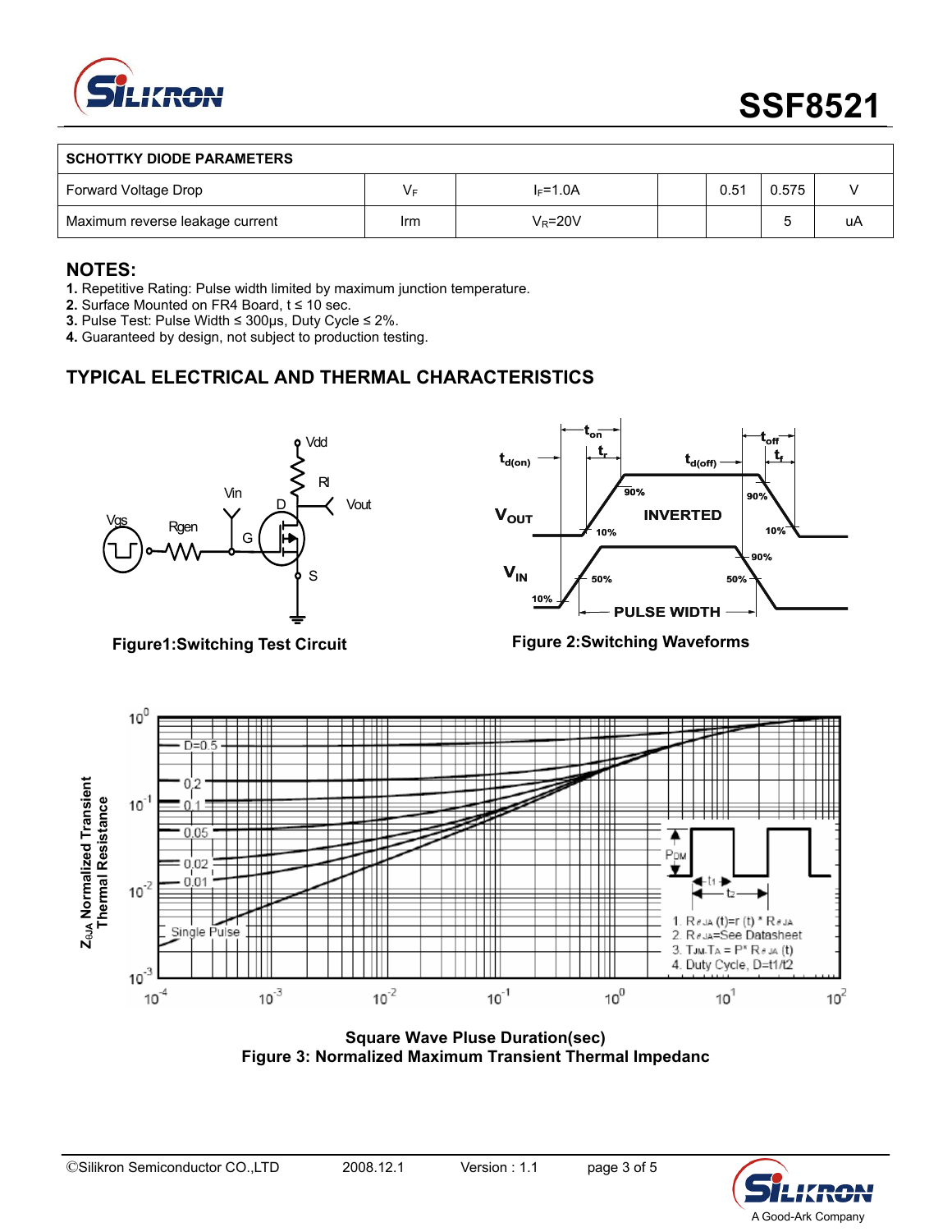| SCHOTTKY DIODE PARAMETERS | | | | | | |
|---|---|---|---|---|---|---|
| Forward Voltage Drop | $V_F$ | $I_F$=1.0A | | 0.51 | 0.575 | V |
| Maximum reverse leakage current | Irm | $V_R$=20V | | | 5 | uA |

## NOTES:

**1.** Repetitive Rating: Pulse width limited by maximum junction temperature.
**2.** Surface Mounted on FR4 Board, t ≤ 10 sec.
**3.** Pulse Test: Pulse Width ≤ 300μs, Duty Cycle ≤ 2%.
**4.** Guaranteed by design, not subject to production testing.

## TYPICAL ELECTRICAL AND THERMAL CHARACTERISTICS

**Figure1:Switching Test Circuit**

**Figure 2:Switching Waveforms**

**Square Wave Pluse Duration(sec)**
**Figure 3: Normalized Maximum Transient Thermal Impedanc**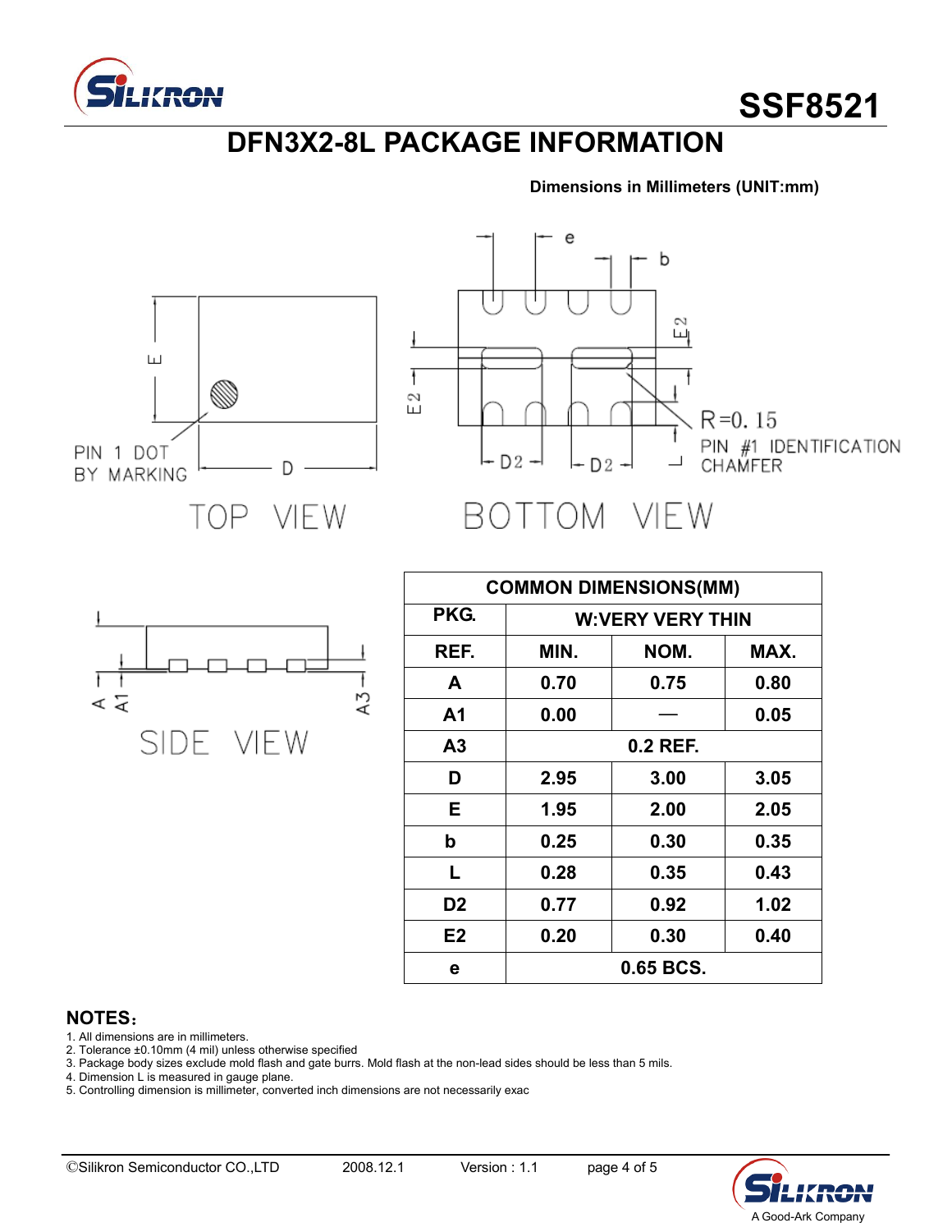# SSF8521

## DFN3X2-8L PACKAGE INFORMATION

**Dimensions in Millimeters (UNIT:mm)**

| COMMON DIMENSIONS(MM) | | | |
|---|---|---|---|
| PKG. | W:VERY VERY THIN | | |
| REF. | MIN. | NOM. | MAX. |
| A | 0.70 | 0.75 | 0.80 |
| A1 | 0.00 | — | 0.05 |
| A3 | 0.2 REF. | | |
| D | 2.95 | 3.00 | 3.05 |
| E | 1.95 | 2.00 | 2.05 |
| b | 0.25 | 0.30 | 0.35 |
| L | 0.28 | 0.35 | 0.43 |
| D2 | 0.77 | 0.92 | 1.02 |
| E2 | 0.20 | 0.30 | 0.40 |
| e | 0.65 BCS. | | |

**NOTES：**

1. All dimensions are in millimeters.
2. Tolerance ±0.10mm (4 mil) unless otherwise specified
3. Package body sizes exclude mold flash and gate burrs. Mold flash at the non-lead sides should be less than 5 mils.
4. Dimension L is measured in gauge plane.
5. Controlling dimension is millimeter, converted inch dimensions are not necessarily exac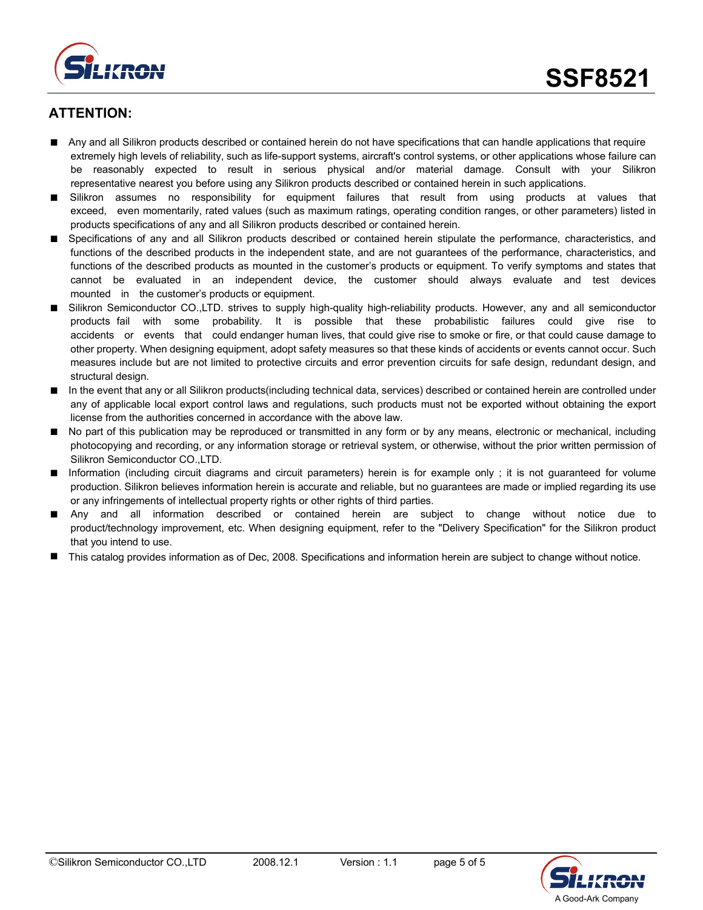## ATTENTION:

- Any and all Silikron products described or contained herein do not have specifications that can handle applications that require extremely high levels of reliability, such as life-support systems, aircraft's control systems, or other applications whose failure can be reasonably expected to result in serious physical and/or material damage. Consult with your Silikron representative nearest you before using any Silikron products described or contained herein in such applications.
- Silikron assumes no responsibility for equipment failures that result from using products at values that exceed, even momentarily, rated values (such as maximum ratings, operating condition ranges, or other parameters) listed in products specifications of any and all Silikron products described or contained herein.
- Specifications of any and all Silikron products described or contained herein stipulate the performance, characteristics, and functions of the described products in the independent state, and are not guarantees of the performance, characteristics, and functions of the described products as mounted in the customer's products or equipment. To verify symptoms and states that cannot be evaluated in an independent device, the customer should always evaluate and test devices mounted in the customer's products or equipment.
- Silikron Semiconductor CO.,LTD. strives to supply high-quality high-reliability products. However, any and all semiconductor products fail with some probability. It is possible that these probabilistic failures could give rise to accidents or events that could endanger human lives, that could give rise to smoke or fire, or that could cause damage to other property. When designing equipment, adopt safety measures so that these kinds of accidents or events cannot occur. Such measures include but are not limited to protective circuits and error prevention circuits for safe design, redundant design, and structural design.
- In the event that any or all Silikron products(including technical data, services) described or contained herein are controlled under any of applicable local export control laws and regulations, such products must not be exported without obtaining the export license from the authorities concerned in accordance with the above law.
- No part of this publication may be reproduced or transmitted in any form or by any means, electronic or mechanical, including photocopying and recording, or any information storage or retrieval system, or otherwise, without the prior written permission of Silikron Semiconductor CO.,LTD.
- Information (including circuit diagrams and circuit parameters) herein is for example only ; it is not guaranteed for volume production. Silikron believes information herein is accurate and reliable, but no guarantees are made or implied regarding its use or any infringements of intellectual property rights or other rights of third parties.
- Any and all information described or contained herein are subject to change without notice due to product/technology improvement, etc. When designing equipment, refer to the "Delivery Specification" for the Silikron product that you intend to use.
- This catalog provides information as of Dec, 2008. Specifications and information herein are subject to change without notice.